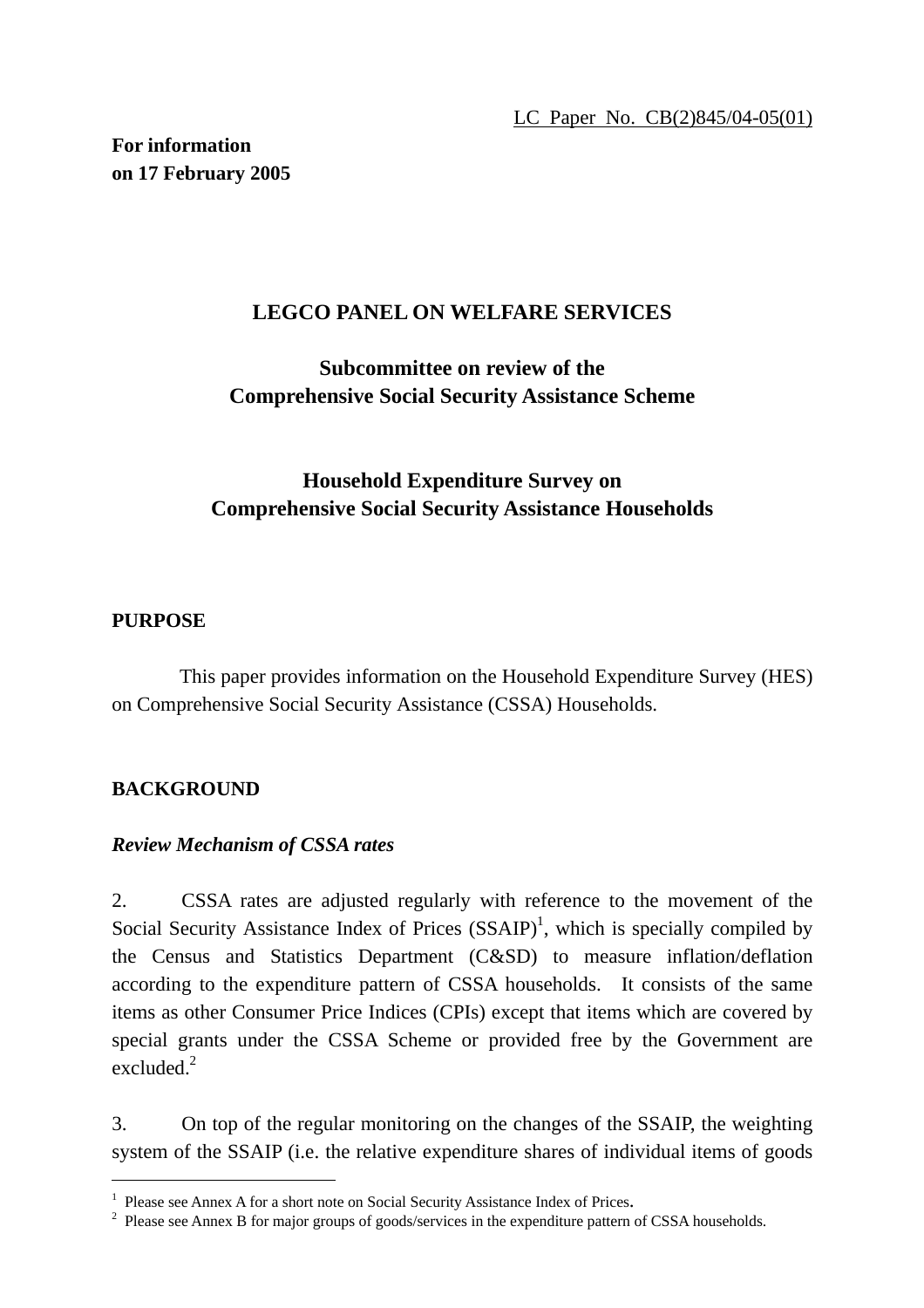LC Paper No. CB(2)845/04-05(01)

**For information**
**on 17 February 2005**

# LEGCO PANEL ON WELFARE SERVICES

## Subcommittee on review of the Comprehensive Social Security Assistance Scheme

## Household Expenditure Survey on Comprehensive Social Security Assistance Households

### PURPOSE

This paper provides information on the Household Expenditure Survey (HES) on Comprehensive Social Security Assistance (CSSA) Households.

### BACKGROUND

***Review Mechanism of CSSA rates***

2. CSSA rates are adjusted regularly with reference to the movement of the Social Security Assistance Index of Prices (SSAIP)[1], which is specially compiled by the Census and Statistics Department (C&SD) to measure inflation/deflation according to the expenditure pattern of CSSA households. It consists of the same items as other Consumer Price Indices (CPIs) except that items which are covered by special grants under the CSSA Scheme or provided free by the Government are excluded.[2]

3. On top of the regular monitoring on the changes of the SSAIP, the weighting system of the SSAIP (i.e. the relative expenditure shares of individual items of goods

---

[1] Please see Annex A for a short note on Social Security Assistance Index of Prices.

[2] Please see Annex B for major groups of goods/services in the expenditure pattern of CSSA households.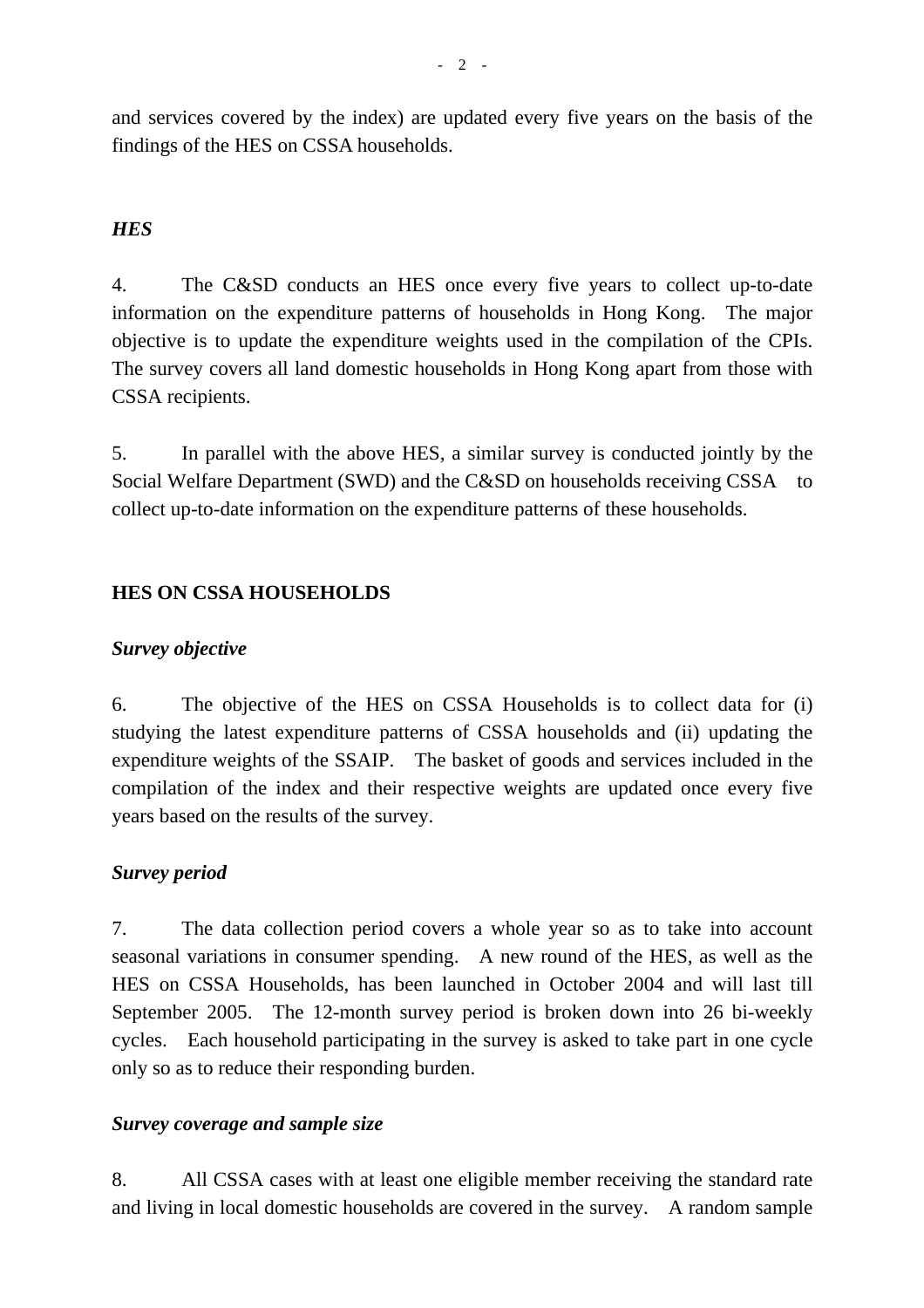and services covered by the index) are updated every five years on the basis of the findings of the HES on CSSA households.

***HES***

4. The C&SD conducts an HES once every five years to collect up-to-date information on the expenditure patterns of households in Hong Kong. The major objective is to update the expenditure weights used in the compilation of the CPIs. The survey covers all land domestic households in Hong Kong apart from those with CSSA recipients.

5. In parallel with the above HES, a similar survey is conducted jointly by the Social Welfare Department (SWD) and the C&SD on households receiving CSSA to collect up-to-date information on the expenditure patterns of these households.

**HES ON CSSA HOUSEHOLDS**

***Survey objective***

6. The objective of the HES on CSSA Households is to collect data for (i) studying the latest expenditure patterns of CSSA households and (ii) updating the expenditure weights of the SSAIP. The basket of goods and services included in the compilation of the index and their respective weights are updated once every five years based on the results of the survey.

***Survey period***

7. The data collection period covers a whole year so as to take into account seasonal variations in consumer spending. A new round of the HES, as well as the HES on CSSA Households, has been launched in October 2004 and will last till September 2005. The 12-month survey period is broken down into 26 bi-weekly cycles. Each household participating in the survey is asked to take part in one cycle only so as to reduce their responding burden.

***Survey coverage and sample size***

8. All CSSA cases with at least one eligible member receiving the standard rate and living in local domestic households are covered in the survey. A random sample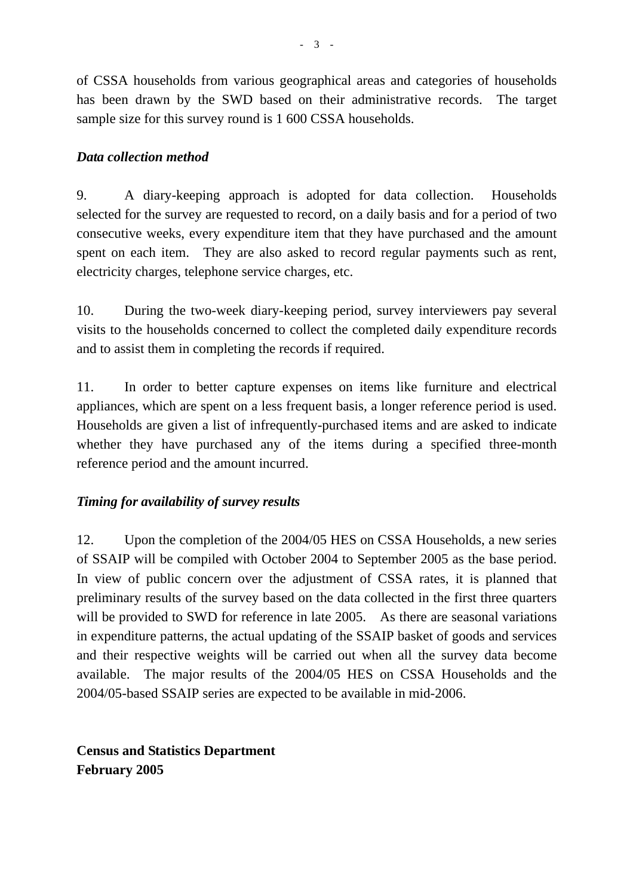of CSSA households from various geographical areas and categories of households has been drawn by the SWD based on their administrative records. The target sample size for this survey round is 1 600 CSSA households.

***Data collection method***

9. A diary-keeping approach is adopted for data collection. Households selected for the survey are requested to record, on a daily basis and for a period of two consecutive weeks, every expenditure item that they have purchased and the amount spent on each item. They are also asked to record regular payments such as rent, electricity charges, telephone service charges, etc.

10. During the two-week diary-keeping period, survey interviewers pay several visits to the households concerned to collect the completed daily expenditure records and to assist them in completing the records if required.

11. In order to better capture expenses on items like furniture and electrical appliances, which are spent on a less frequent basis, a longer reference period is used. Households are given a list of infrequently-purchased items and are asked to indicate whether they have purchased any of the items during a specified three-month reference period and the amount incurred.

***Timing for availability of survey results***

12. Upon the completion of the 2004/05 HES on CSSA Households, a new series of SSAIP will be compiled with October 2004 to September 2005 as the base period. In view of public concern over the adjustment of CSSA rates, it is planned that preliminary results of the survey based on the data collected in the first three quarters will be provided to SWD for reference in late 2005. As there are seasonal variations in expenditure patterns, the actual updating of the SSAIP basket of goods and services and their respective weights will be carried out when all the survey data become available. The major results of the 2004/05 HES on CSSA Households and the 2004/05-based SSAIP series are expected to be available in mid-2006.

**Census and Statistics Department**
**February 2005**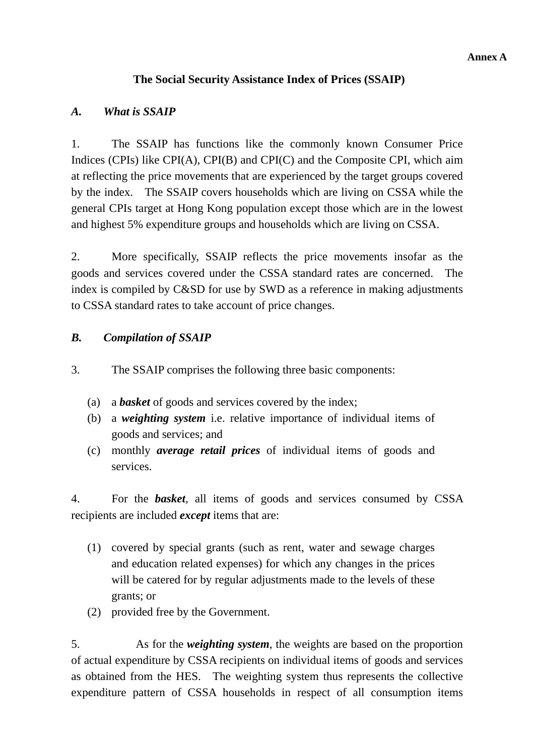**Annex A**

# The Social Security Assistance Index of Prices (SSAIP)

## *A. What is SSAIP*

1. The SSAIP has functions like the commonly known Consumer Price Indices (CPIs) like CPI(A), CPI(B) and CPI(C) and the Composite CPI, which aim at reflecting the price movements that are experienced by the target groups covered by the index. The SSAIP covers households which are living on CSSA while the general CPIs target at Hong Kong population except those which are in the lowest and highest 5% expenditure groups and households which are living on CSSA.

2. More specifically, SSAIP reflects the price movements insofar as the goods and services covered under the CSSA standard rates are concerned. The index is compiled by C&SD for use by SWD as a reference in making adjustments to CSSA standard rates to take account of price changes.

## *B. Compilation of SSAIP*

3. The SSAIP comprises the following three basic components:

(a) a ***basket*** of goods and services covered by the index;
(b) a ***weighting system*** i.e. relative importance of individual items of goods and services; and
(c) monthly ***average retail prices*** of individual items of goods and services.

4. For the ***basket***, all items of goods and services consumed by CSSA recipients are included ***except*** items that are:

(1) covered by special grants (such as rent, water and sewage charges and education related expenses) for which any changes in the prices will be catered for by regular adjustments made to the levels of these grants; or
(2) provided free by the Government.

5. As for the ***weighting system***, the weights are based on the proportion of actual expenditure by CSSA recipients on individual items of goods and services as obtained from the HES. The weighting system thus represents the collective expenditure pattern of CSSA households in respect of all consumption items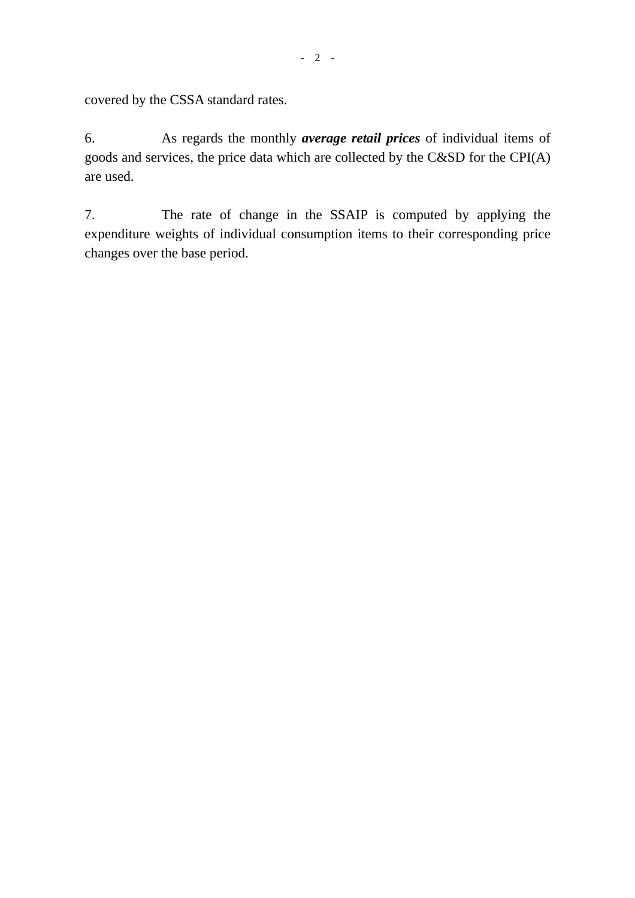covered by the CSSA standard rates.

6. As regards the monthly ***average retail prices*** of individual items of goods and services, the price data which are collected by the C&SD for the CPI(A) are used.

7. The rate of change in the SSAIP is computed by applying the expenditure weights of individual consumption items to their corresponding price changes over the base period.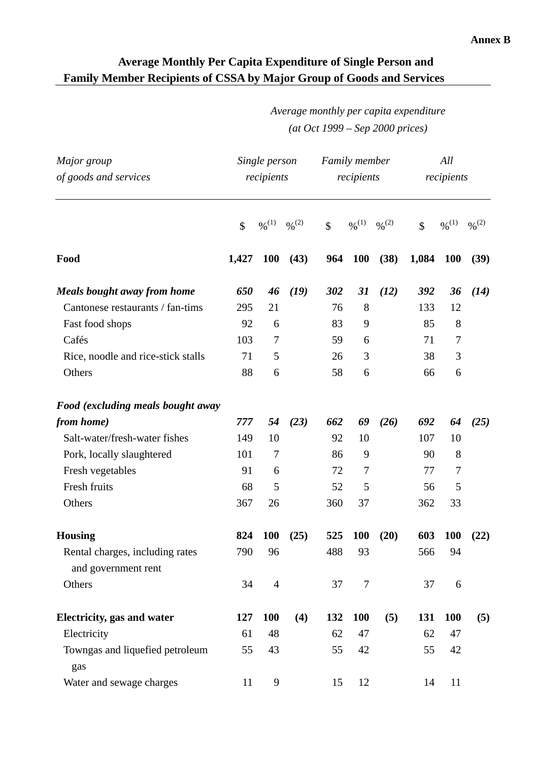**Annex B**

## Average Monthly Per Capita Expenditure of Single Person and Family Member Recipients of CSSA by Major Group of Goods and Services

| Major group of goods and services | *Average monthly per capita expenditure (at Oct 1999 – Sep 2000 prices)* | | | | | | | | |
|---|---|---|---|---|---|---|---|---|---|
| | *Single person recipients* | | | *Family member recipients* | | | *All recipients* | | |
| | $ | %(1) | %(2) | $ | %(1) | %(2) | $ | %(1) | %(2) |
| **Food** | **1,427** | **100** | **(43)** | **964** | **100** | **(38)** | **1,084** | **100** | **(39)** |
| ***Meals bought away from home*** | ***650*** | ***46*** | ***(19)*** | ***302*** | ***31*** | ***(12)*** | ***392*** | ***36*** | ***(14)*** |
| Cantonese restaurants / fan-tims | 295 | 21 | | 76 | 8 | | 133 | 12 | |
| Fast food shops | 92 | 6 | | 83 | 9 | | 85 | 8 | |
| Cafés | 103 | 7 | | 59 | 6 | | 71 | 7 | |
| Rice, noodle and rice-stick stalls | 71 | 5 | | 26 | 3 | | 38 | 3 | |
| Others | 88 | 6 | | 58 | 6 | | 66 | 6 | |
| ***Food (excluding meals bought away from home)*** | ***777*** | ***54*** | ***(23)*** | ***662*** | ***69*** | ***(26)*** | ***692*** | ***64*** | ***(25)*** |
| Salt-water/fresh-water fishes | 149 | 10 | | 92 | 10 | | 107 | 10 | |
| Pork, locally slaughtered | 101 | 7 | | 86 | 9 | | 90 | 8 | |
| Fresh vegetables | 91 | 6 | | 72 | 7 | | 77 | 7 | |
| Fresh fruits | 68 | 5 | | 52 | 5 | | 56 | 5 | |
| Others | 367 | 26 | | 360 | 37 | | 362 | 33 | |
| **Housing** | **824** | **100** | **(25)** | **525** | **100** | **(20)** | **603** | **100** | **(22)** |
| Rental charges, including rates and government rent | 790 | 96 | | 488 | 93 | | 566 | 94 | |
| Others | 34 | 4 | | 37 | 7 | | 37 | 6 | |
| **Electricity, gas and water** | **127** | **100** | **(4)** | **132** | **100** | **(5)** | **131** | **100** | **(5)** |
| Electricity | 61 | 48 | | 62 | 47 | | 62 | 47 | |
| Towngas and liquefied petroleum gas | 55 | 43 | | 55 | 42 | | 55 | 42 | |
| Water and sewage charges | 11 | 9 | | 15 | 12 | | 14 | 11 | |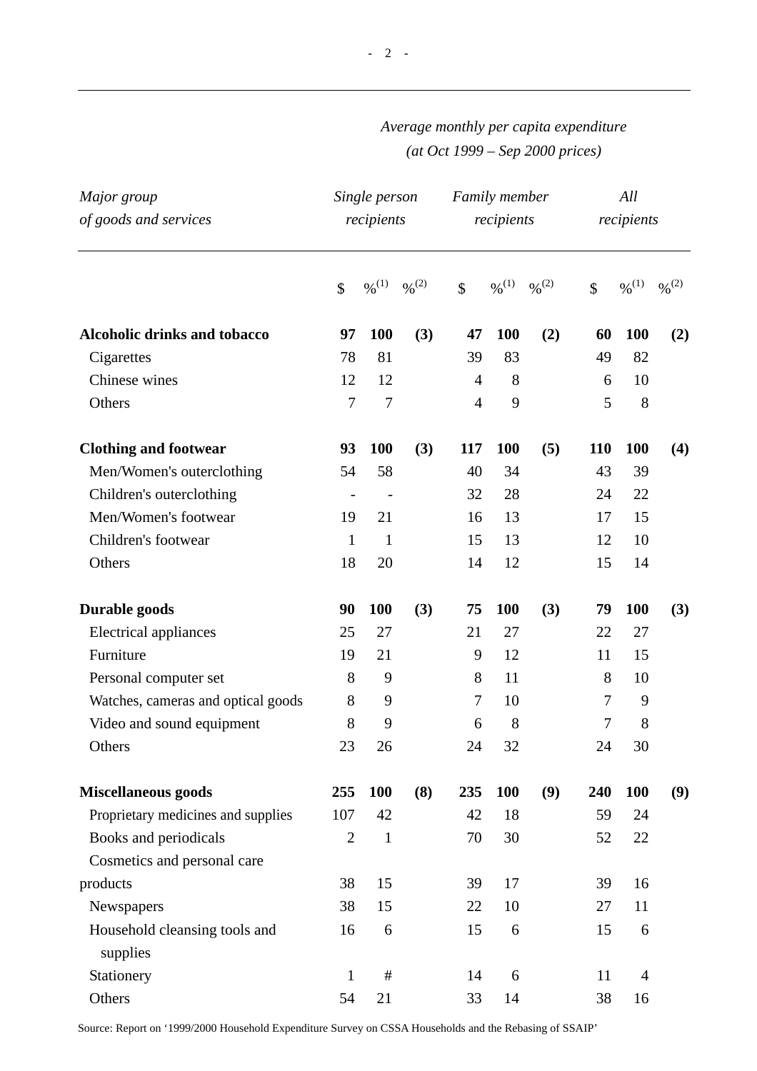| Major group of goods and services | *Average monthly per capita expenditure (at Oct 1999 – Sep 2000 prices)* | | | | | | | | |
|---|---|---|---|---|---|---|---|---|---|
| | *Single person recipients* | | | *Family member recipients* | | | *All recipients* | | |
| | $ | %[1] | %[2] | $ | %[1] | %[2] | $ | %[1] | %[2] |
| **Alcoholic drinks and tobacco** | **97** | **100** | **(3)** | **47** | **100** | **(2)** | **60** | **100** | **(2)** |
| Cigarettes | 78 | 81 | | 39 | 83 | | 49 | 82 | |
| Chinese wines | 12 | 12 | | 4 | 8 | | 6 | 10 | |
| Others | 7 | 7 | | 4 | 9 | | 5 | 8 | |
| **Clothing and footwear** | **93** | **100** | **(3)** | **117** | **100** | **(5)** | **110** | **100** | **(4)** |
| Men/Women's outerclothing | 54 | 58 | | 40 | 34 | | 43 | 39 | |
| Children's outerclothing | - | - | | 32 | 28 | | 24 | 22 | |
| Men/Women's footwear | 19 | 21 | | 16 | 13 | | 17 | 15 | |
| Children's footwear | 1 | 1 | | 15 | 13 | | 12 | 10 | |
| Others | 18 | 20 | | 14 | 12 | | 15 | 14 | |
| **Durable goods** | **90** | **100** | **(3)** | **75** | **100** | **(3)** | **79** | **100** | **(3)** |
| Electrical appliances | 25 | 27 | | 21 | 27 | | 22 | 27 | |
| Furniture | 19 | 21 | | 9 | 12 | | 11 | 15 | |
| Personal computer set | 8 | 9 | | 8 | 11 | | 8 | 10 | |
| Watches, cameras and optical goods | 8 | 9 | | 7 | 10 | | 7 | 9 | |
| Video and sound equipment | 8 | 9 | | 6 | 8 | | 7 | 8 | |
| Others | 23 | 26 | | 24 | 32 | | 24 | 30 | |
| **Miscellaneous goods** | **255** | **100** | **(8)** | **235** | **100** | **(9)** | **240** | **100** | **(9)** |
| Proprietary medicines and supplies | 107 | 42 | | 42 | 18 | | 59 | 24 | |
| Books and periodicals | 2 | 1 | | 70 | 30 | | 52 | 22 | |
| Cosmetics and personal care products | 38 | 15 | | 39 | 17 | | 39 | 16 | |
| Newspapers | 38 | 15 | | 22 | 10 | | 27 | 11 | |
| Household cleansing tools and supplies | 16 | 6 | | 15 | 6 | | 15 | 6 | |
| Stationery | 1 | # | | 14 | 6 | | 11 | 4 | |
| Others | 54 | 21 | | 33 | 14 | | 38 | 16 | |

Source: Report on '1999/2000 Household Expenditure Survey on CSSA Households and the Rebasing of SSAIP'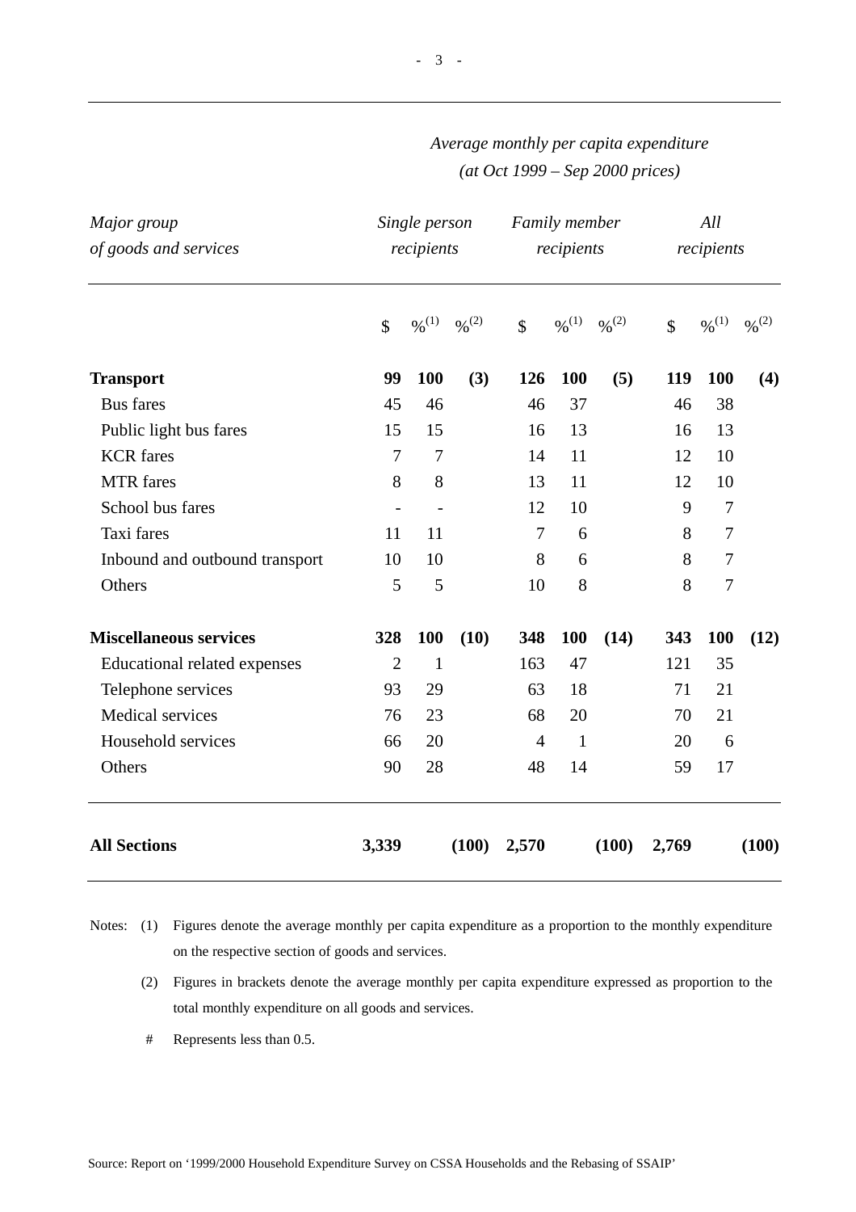*Average monthly per capita expenditure*
*(at Oct 1999 – Sep 2000 prices)*

| *Major group of goods and services* | *Single person recipients* | | | *Family member recipients* | | | *All recipients* | | |
|---|---|---|---|---|---|---|---|---|---|
| | $ | %(1) | %(2) | $ | %(1) | %(2) | $ | %(1) | %(2) |
| **Transport** | **99** | **100** | **(3)** | **126** | **100** | **(5)** | **119** | **100** | **(4)** |
| Bus fares | 45 | 46 | | 46 | 37 | | 46 | 38 | |
| Public light bus fares | 15 | 15 | | 16 | 13 | | 16 | 13 | |
| KCR fares | 7 | 7 | | 14 | 11 | | 12 | 10 | |
| MTR fares | 8 | 8 | | 13 | 11 | | 12 | 10 | |
| School bus fares | - | - | | 12 | 10 | | 9 | 7 | |
| Taxi fares | 11 | 11 | | 7 | 6 | | 8 | 7 | |
| Inbound and outbound transport | 10 | 10 | | 8 | 6 | | 8 | 7 | |
| Others | 5 | 5 | | 10 | 8 | | 8 | 7 | |
| **Miscellaneous services** | **328** | **100** | **(10)** | **348** | **100** | **(14)** | **343** | **100** | **(12)** |
| Educational related expenses | 2 | 1 | | 163 | 47 | | 121 | 35 | |
| Telephone services | 93 | 29 | | 63 | 18 | | 71 | 21 | |
| Medical services | 76 | 23 | | 68 | 20 | | 70 | 21 | |
| Household services | 66 | 20 | | 4 | 1 | | 20 | 6 | |
| Others | 90 | 28 | | 48 | 14 | | 59 | 17 | |
| **All Sections** | **3,339** | | **(100)** | **2,570** | | **(100)** | **2,769** | | **(100)** |

Notes: (1) Figures denote the average monthly per capita expenditure as a proportion to the monthly expenditure on the respective section of goods and services.

(2) Figures in brackets denote the average monthly per capita expenditure expressed as proportion to the total monthly expenditure on all goods and services.

\# Represents less than 0.5.

Source: Report on '1999/2000 Household Expenditure Survey on CSSA Households and the Rebasing of SSAIP'